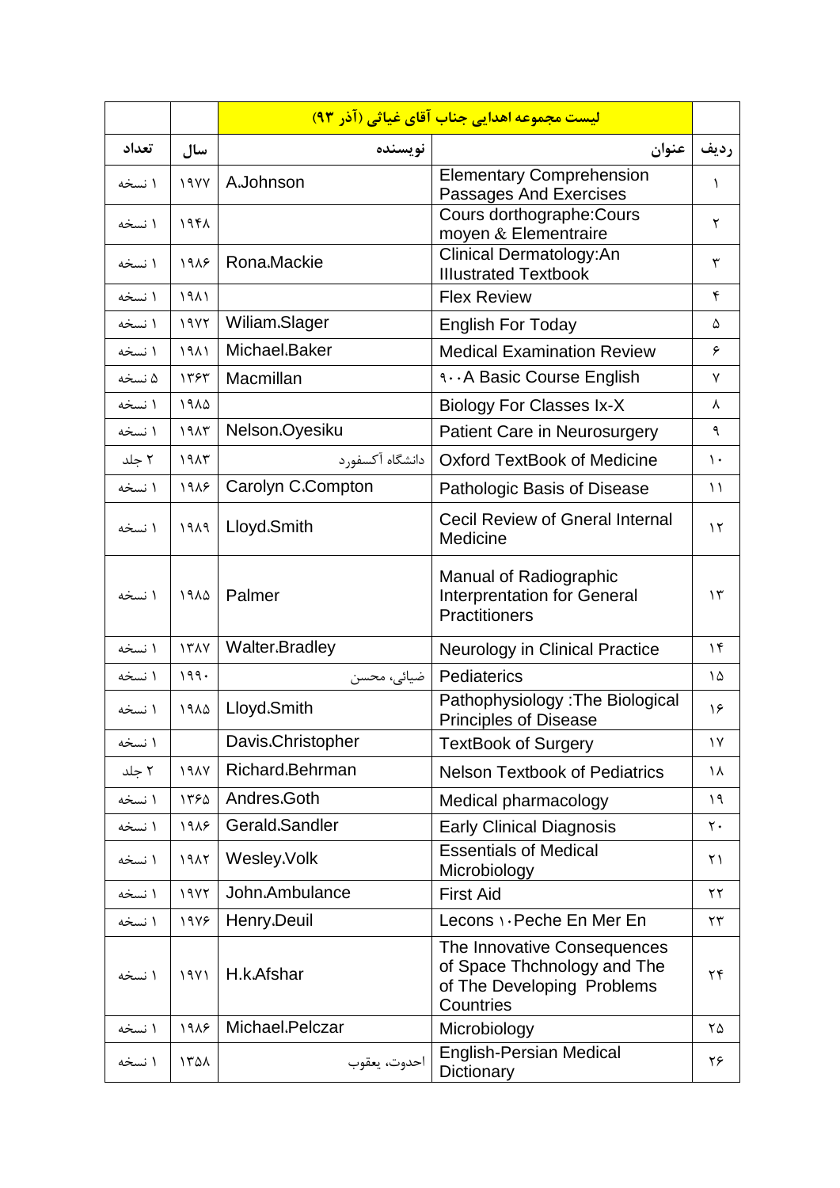| ردیف | عنوان | نویسنده | سال | تعداد |
|---|---|---|---|---|
| | لیست مجموعه اهدایی جناب آقای غیاثی (آذر ۹۳) | | | |
| ردیف | عنوان | نویسنده | سال | تعداد |
| ۱ | Elementary Comprehension Passages And Exercises | A.Johnson | ۱۹۷۷ | ۱ نسخه |
| ۲ | Cours dorthographe:Cours moyen & Elementraire | | ۱۹۴۸ | ۱ نسخه |
| ۳ | Clinical Dermatology:An Illustrated Textbook | Rona.Mackie | ۱۹۸۶ | ۱ نسخه |
| ۴ | Flex Review | | ۱۹۸۱ | ۱ نسخه |
| ۵ | English For Today | Wiliam.Slager | ۱۹۷۲ | ۱ نسخه |
| ۶ | Medical Examination Review | Michael.Baker | ۱۹۸۱ | ۱ نسخه |
| ۷ | ۹۰۰A Basic Course English | Macmillan | ۱۳۶۳ | ۵ نسخه |
| ۸ | Biology For Classes Ix-X | | ۱۹۸۵ | ۱ نسخه |
| ۹ | Patient Care in Neurosurgery | Nelson.Oyesiku | ۱۹۸۳ | ۱ نسخه |
| ۱۰ | Oxford TextBook of Medicine | دانشگاه آکسفورد | ۱۹۸۳ | ۲ جلد |
| ۱۱ | Pathologic Basis of Disease | Carolyn C.Compton | ۱۹۸۶ | ۱ نسخه |
| ۱۲ | Cecil Review of Gneral Internal Medicine | Lloyd.Smith | ۱۹۸۹ | ۱ نسخه |
| ۱۳ | Manual of Radiographic Interprentation for General Practitioners | Palmer | ۱۹۸۵ | ۱ نسخه |
| ۱۴ | Neurology in Clinical Practice | Walter.Bradley | ۱۳۸۷ | ۱ نسخه |
| ۱۵ | Pediatrics | ضیائی، محسن | ۱۹۹۰ | ۱ نسخه |
| ۱۶ | Pathophysiology :The Biological Principles of Disease | Lloyd.Smith | ۱۹۸۵ | ۱ نسخه |
| ۱۷ | TextBook of Surgery | Davis.Christopher | | ۱ نسخه |
| ۱۸ | Nelson Textbook of Pediatrics | Richard.Behrman | ۱۹۸۷ | ۲ جلد |
| ۱۹ | Medical pharmacology | Andres.Goth | ۱۳۶۵ | ۱ نسخه |
| ۲۰ | Early Clinical Diagnosis | Gerald.Sandler | ۱۹۸۶ | ۱ نسخه |
| ۲۱ | Essentials of Medical Microbiology | Wesley.Volk | ۱۹۸۲ | ۱ نسخه |
| ۲۲ | First Aid | John.Ambulance | ۱۹۷۲ | ۱ نسخه |
| ۲۳ | Lecons ۱۰Peche En Mer En | Henry.Deuil | ۱۹۷۶ | ۱ نسخه |
| ۲۴ | The Innovative Consequences of Space Thchnology and The of The Developing Problems Countries | H.k.Afshar | ۱۹۷۱ | ۱ نسخه |
| ۲۵ | Microbiology | Michael.Pelczar | ۱۹۸۶ | ۱ نسخه |
| ۲۶ | English-Persian Medical Dictionary | احدوت، یعقوب | ۱۳۵۸ | ۱ نسخه |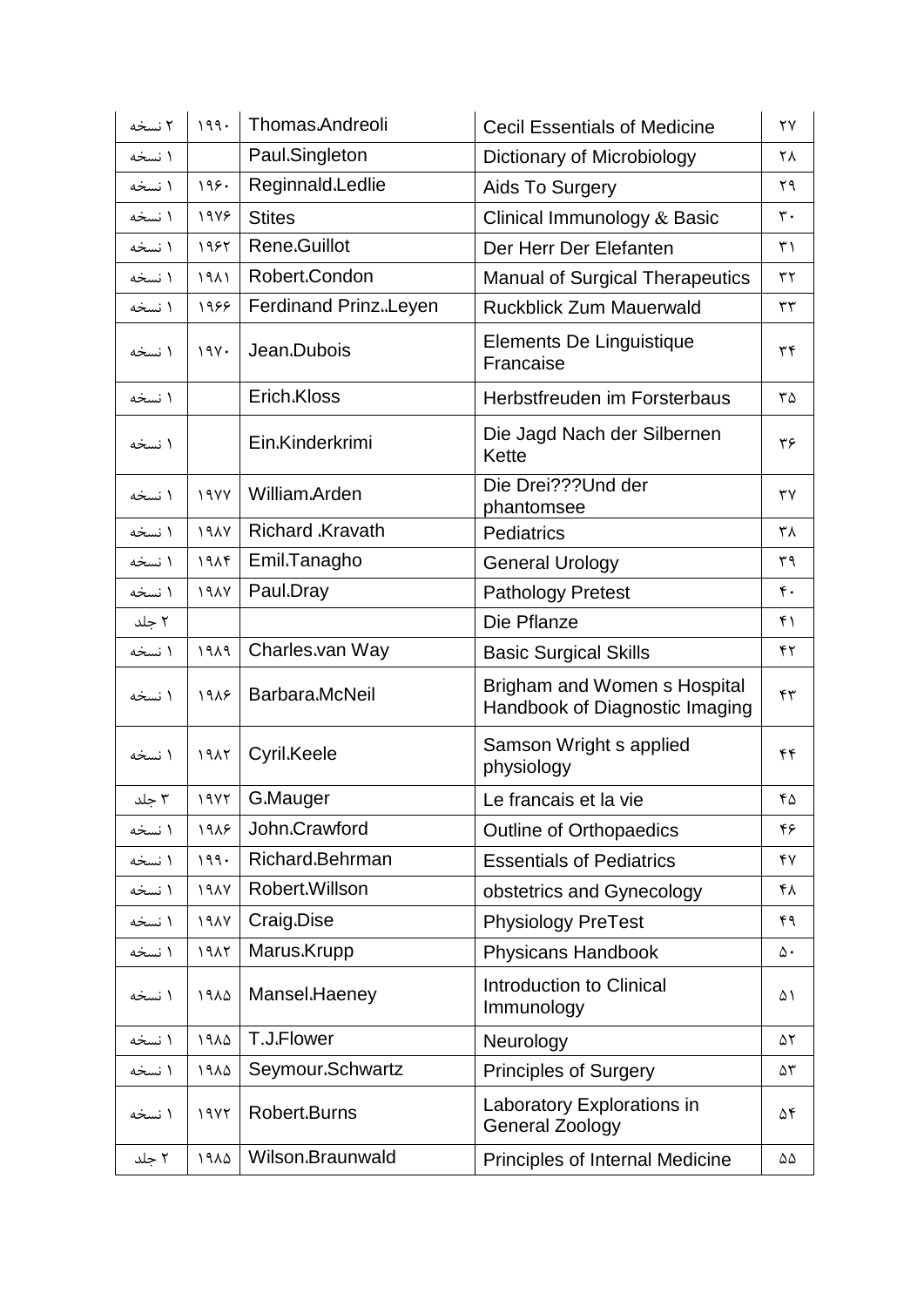| ۲۷ | Cecil Essentials of Medicine | Thomas.Andreoli | ۱۹۹۰ | ۲ نسخه |
|---|---|---|---|---|
| ۲۸ | Dictionary of Microbiology | Paul.Singleton | | ۱ نسخه |
| ۲۹ | Aids To Surgery | Reginnald.Ledlie | ۱۹۶۰ | ۱ نسخه |
| ۳۰ | Clinical Immunology & Basic | Stites | ۱۹۷۶ | ۱ نسخه |
| ۳۱ | Der Herr Der Elefanten | Rene.Guillot | ۱۹۶۲ | ۱ نسخه |
| ۳۲ | Manual of Surgical Therapeutics | Robert.Condon | ۱۹۸۱ | ۱ نسخه |
| ۳۳ | Ruckblick Zum Mauerwald | Ferdinand Prinz..Leyen | ۱۹۶۶ | ۱ نسخه |
| ۳۴ | Elements De Linguistique Francaise | Jean.Dubois | ۱۹۷۰ | ۱ نسخه |
| ۳۵ | Herbstfreuden im Forsterbaus | Erich.Kloss | | ۱ نسخه |
| ۳۶ | Die Jagd Nach der Silbernen Kette | Ein.Kinderkrimi | | ۱ نسخه |
| ۳۷ | Die Drei???Und der phantomsee | William.Arden | ۱۹۷۷ | ۱ نسخه |
| ۳۸ | Pediatrics | Richard .Kravath | ۱۹۸۷ | ۱ نسخه |
| ۳۹ | General Urology | Emil.Tanagho | ۱۹۸۴ | ۱ نسخه |
| ۴۰ | Pathology Pretest | Paul.Dray | ۱۹۸۷ | ۱ نسخه |
| ۴۱ | Die Pflanze | | | ۲ جلد |
| ۴۲ | Basic Surgical Skills | Charles.van Way | ۱۹۸۹ | ۱ نسخه |
| ۴۳ | Brigham and Women s Hospital Handbook of Diagnostic Imaging | Barbara.McNeil | ۱۹۸۶ | ۱ نسخه |
| ۴۴ | Samson Wright s applied physiology | Cyril.Keele | ۱۹۸۲ | ۱ نسخه |
| ۴۵ | Le francais et la vie | G.Mauger | ۱۹۷۲ | ۳ جلد |
| ۴۶ | Outline of Orthopaedics | John.Crawford | ۱۹۸۶ | ۱ نسخه |
| ۴۷ | Essentials of Pediatrics | Richard.Behrman | ۱۹۹۰ | ۱ نسخه |
| ۴۸ | obstetrics and Gynecology | Robert.Willson | ۱۹۸۷ | ۱ نسخه |
| ۴۹ | Physiology PreTest | Craig.Dise | ۱۹۸۷ | ۱ نسخه |
| ۵۰ | Physicans Handbook | Marus.Krupp | ۱۹۸۲ | ۱ نسخه |
| ۵۱ | Introduction to Clinical Immunology | Mansel.Haeney | ۱۹۸۵ | ۱ نسخه |
| ۵۲ | Neurology | T.J.Flower | ۱۹۸۵ | ۱ نسخه |
| ۵۳ | Principles of Surgery | Seymour.Schwartz | ۱۹۸۵ | ۱ نسخه |
| ۵۴ | Laboratory Explorations in General Zoology | Robert.Burns | ۱۹۷۲ | ۱ نسخه |
| ۵۵ | Principles of Internal Medicine | Wilson.Braunwald | ۱۹۸۵ | ۲ جلد |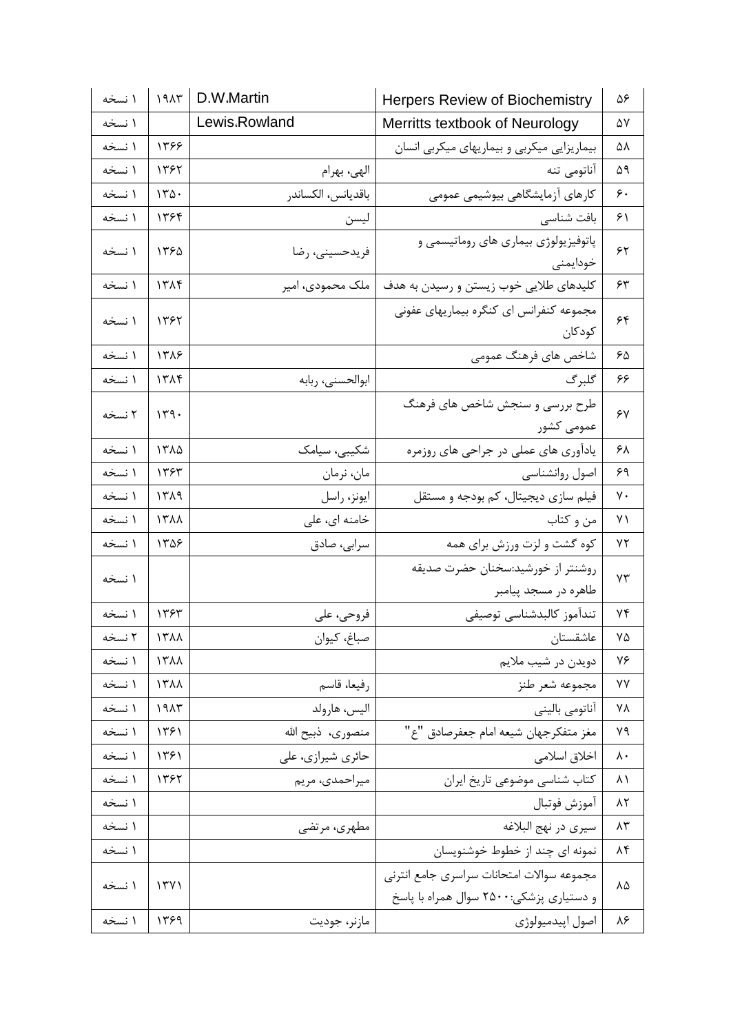| ردیف | عنوان | نویسنده | سال | تعداد |
|---|---|---|---|---|
| ۵۶ | Herpers Review of Biochemistry | D.W.Martin | ۱۹۸۳ | ۱ نسخه |
| ۵۷ | Merritts textbook of Neurology | Lewis.Rowland | | ۱ نسخه |
| ۵۸ | بیماریزایی میکربی و بیماریهای میکربی انسان | | ۱۳۶۶ | ۱ نسخه |
| ۵۹ | آناتومی تنه | الهی، بهرام | ۱۳۶۲ | ۱ نسخه |
| ۶۰ | کارهای آزمایشگاهی بیوشیمی عمومی | باقدیانس، الکساندر | ۱۳۵۰ | ۱ نسخه |
| ۶۱ | بافت شناسی | لیسن | ۱۳۶۴ | ۱ نسخه |
| ۶۲ | پاتوفیزیولوژی بیماری های روماتیسمی و خودایمنی | فریدحسینی، رضا | ۱۳۶۵ | ۱ نسخه |
| ۶۳ | کلیدهای طلایی خوب زیستن و رسیدن به هدف | ملک محمودی، امیر | ۱۳۸۴ | ۱ نسخه |
| ۶۴ | مجموعه کنفرانس ای کنگره بیماریهای عفونی کودکان | | ۱۳۶۲ | ۱ نسخه |
| ۶۵ | شاخص های فرهنگ عمومی | | ۱۳۸۶ | ۱ نسخه |
| ۶۶ | گلبرگ | ابوالحسنی، ربابه | ۱۳۸۴ | ۱ نسخه |
| ۶۷ | طرح بررسی و سنجش شاخص های فرهنگ عمومی کشور | | ۱۳۹۰ | ۲ نسخه |
| ۶۸ | یادآوری های عملی در جراحی های روزمره | شکیبی، سیامک | ۱۳۸۵ | ۱ نسخه |
| ۶۹ | اصول روانشناسی | مان، نرمان | ۱۳۶۳ | ۱ نسخه |
| ۷۰ | فیلم سازی دیجیتال، کم بودجه و مستقل | ایونز، راسل | ۱۳۸۹ | ۱ نسخه |
| ۷۱ | من و کتاب | خامنه ای، علی | ۱۳۸۸ | ۱ نسخه |
| ۷۲ | کوه گشت و لزت ورزش برای همه | سرابی، صادق | ۱۳۵۶ | ۱ نسخه |
| ۷۳ | روشنتر از خورشید:سخنان حضرت صدیقه طاهره در مسجد پیامبر | | | ۱ نسخه |
| ۷۴ | تندآموز کالبدشناسی توصیفی | فروحی، علی | ۱۳۶۳ | ۱ نسخه |
| ۷۵ | عاشقستان | صباغ، کیوان | ۱۳۸۸ | ۲ نسخه |
| ۷۶ | دویدن در شیب ملایم | | ۱۳۸۸ | ۱ نسخه |
| ۷۷ | مجموعه شعر طنز | رفیعا، قاسم | ۱۳۸۸ | ۱ نسخه |
| ۷۸ | آناتومی بالینی | الیس، هارولد | ۱۹۸۳ | ۱ نسخه |
| ۷۹ | مغز متفکرجهان شیعه امام جعفرصادق "ع" | منصوری، ذبیح الله | ۱۳۶۱ | ۱ نسخه |
| ۸۰ | اخلاق اسلامی | حائری شیرازی، علی | ۱۳۶۱ | ۱ نسخه |
| ۸۱ | کتاب شناسی موضوعی تاریخ ایران | میراحمدی، مریم | ۱۳۶۲ | ۱ نسخه |
| ۸۲ | آموزش فوتبال | | | ۱ نسخه |
| ۸۳ | سیری در نهج البلاغه | مطهری، مرتضی | | ۱ نسخه |
| ۸۴ | نمونه ای چند از خطوط خوشنویسان | | | ۱ نسخه |
| ۸۵ | مجموعه سوالات امتحانات سراسری جامع انترنی و دستیاری پزشکی:۲۵۰۰ سوال همراه با پاسخ | | ۱۳۷۱ | ۱ نسخه |
| ۸۶ | اصول اپیدمیولوژی | مازنر، جودیت | ۱۳۶۹ | ۱ نسخه |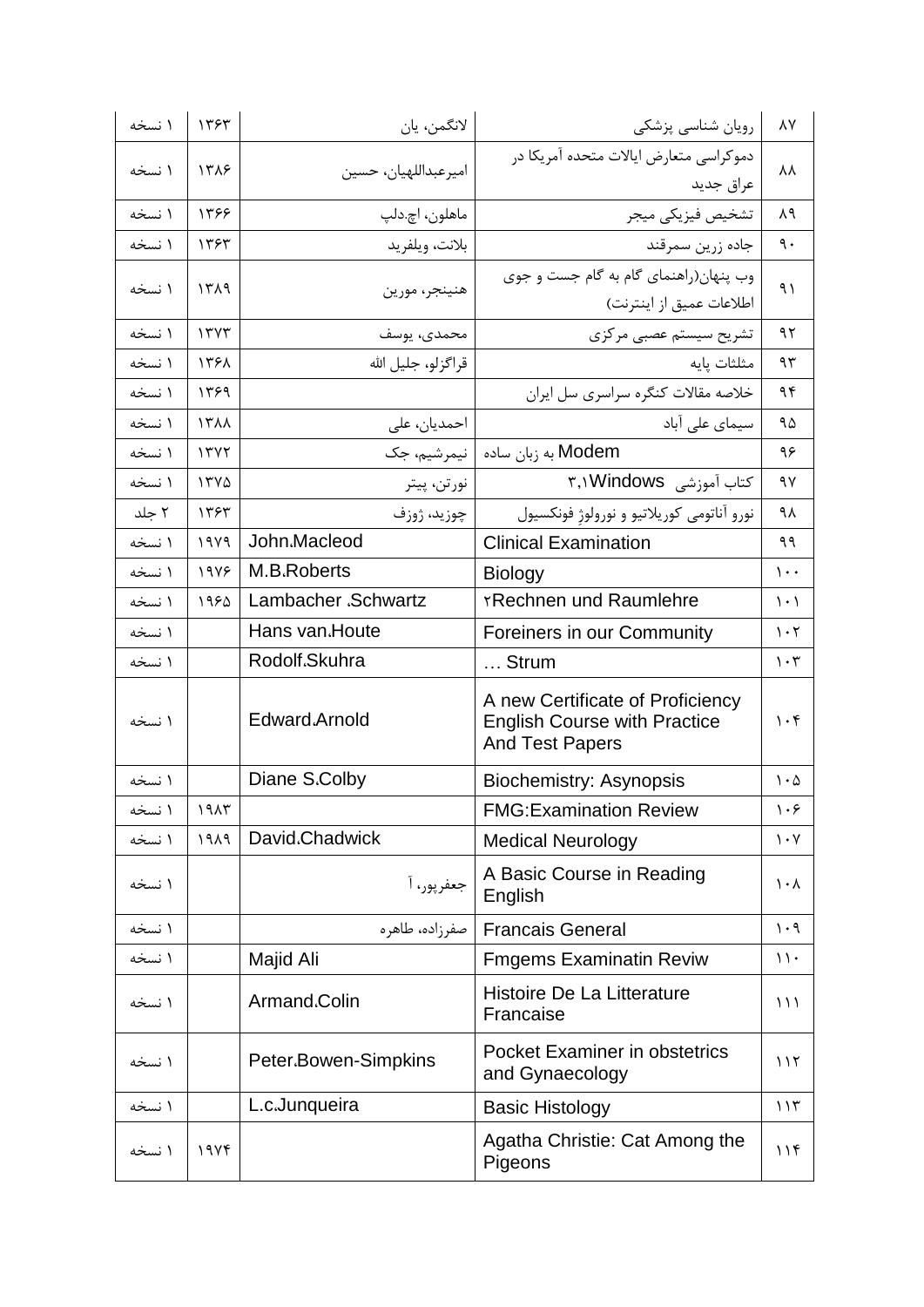| ۸۷ | رویان شناسی پزشکی | لانگمن، یان | ۱۳۶۳ | ۱ نسخه |
|---|---|---|---|---|
| ۸۸ | دموکراسی متعارض ایالات متحده آمریکا در عراق جدید | امیرعبداللهیان، حسین | ۱۳۸۶ | ۱ نسخه |
| ۸۹ | تشخیص فیزیکی میجر | ماهلون، اچ.دلپ | ۱۳۶۶ | ۱ نسخه |
| ۹۰ | جاده زرین سمرقند | بلانت، ویلفرید | ۱۳۶۳ | ۱ نسخه |
| ۹۱ | وب پنهان(راهنمای گام به گام جست و جوی اطلاعات عمیق از اینترنت) | هنینجر، مورین | ۱۳۸۹ | ۱ نسخه |
| ۹۲ | تشریح سیستم عصبی مرکزی | محمدی، یوسف | ۱۳۷۳ | ۱ نسخه |
| ۹۳ | مثلثات پایه | قراگزلو، جلیل الله | ۱۳۶۸ | ۱ نسخه |
| ۹۴ | خلاصه مقالات کنگره سراسری سل ایران | | ۱۳۶۹ | ۱ نسخه |
| ۹۵ | سیمای علی آباد | احمدیان، علی | ۱۳۸۸ | ۱ نسخه |
| ۹۶ | Modem به زبان ساده | نیمرشیم، جک | ۱۳۷۲ | ۱ نسخه |
| ۹۷ | کتاب آموزشی Windows ۳,۱ | نورتن، پیتر | ۱۳۷۵ | ۱ نسخه |
| ۹۸ | نورو آناتومی کوریلاتیو و نورولوژِ فونکسیول | چوزید، ژوزف | ۱۳۶۳ | ۲ جلد |
| ۹۹ | Clinical Examination | John.Macleod | ۱۹۷۹ | ۱ نسخه |
| ۱۰۰ | Biology | M.B.Roberts | ۱۹۷۶ | ۱ نسخه |
| ۱۰۱ | ۲Rechnen und Raumlehre | Lambacher .Schwartz | ۱۹۶۵ | ۱ نسخه |
| ۱۰۲ | Foreiners in our Community | Hans van.Houte | | ۱ نسخه |
| ۱۰۳ | … Strum | Rodolf.Skuhra | | ۱ نسخه |
| ۱۰۴ | A new Certificate of Proficiency English Course with Practice And Test Papers | Edward.Arnold | | ۱ نسخه |
| ۱۰۵ | Biochemistry: Asynopsis | Diane S.Colby | | ۱ نسخه |
| ۱۰۶ | FMG:Examination Review | | ۱۹۸۳ | ۱ نسخه |
| ۱۰۷ | Medical Neurology | David.Chadwick | ۱۹۸۹ | ۱ نسخه |
| ۱۰۸ | A Basic Course in Reading English | جعفرپور، آ | | ۱ نسخه |
| ۱۰۹ | Francais General | صفرزاده، طاهره | | ۱ نسخه |
| ۱۱۰ | Fmgems Examinatin Reviw | Majid Ali | | ۱ نسخه |
| ۱۱۱ | Histoire De La Litterature Francaise | Armand.Colin | | ۱ نسخه |
| ۱۱۲ | Pocket Examiner in obstetrics and Gynaecology | Peter.Bowen-Simpkins | | ۱ نسخه |
| ۱۱۳ | Basic Histology | L.c.Junqueira | | ۱ نسخه |
| ۱۱۴ | Agatha Christie: Cat Among the Pigeons | | ۱۹۷۴ | ۱ نسخه |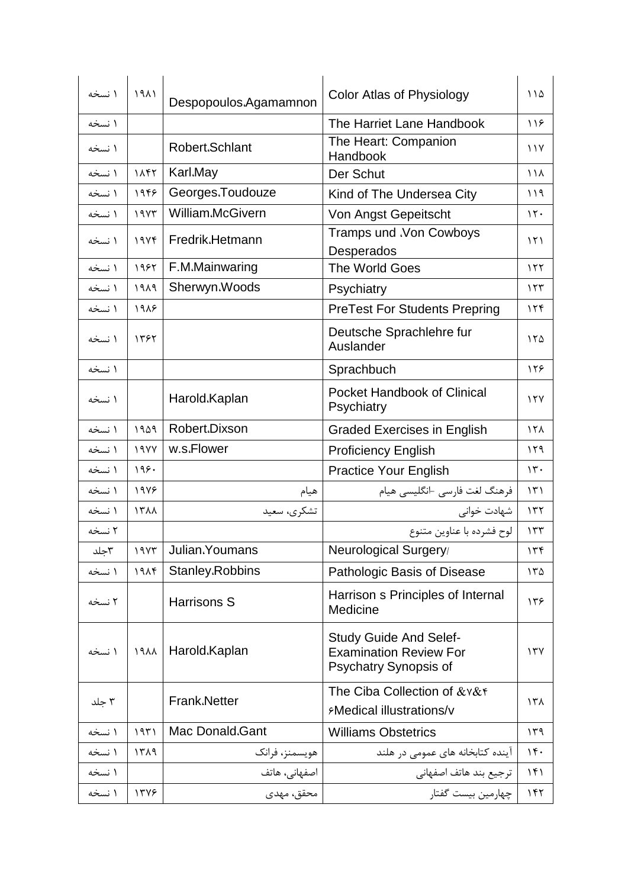| ردیف | عنوان | نویسنده | سال | تعداد |
|---|---|---|---|---|
| ۱۱۵ | Color Atlas of Physiology | Despopoulos.Agamamnon | ۱۹۸۱ | ۱ نسخه |
| ۱۱۶ | The Harriet Lane Handbook | | | ۱ نسخه |
| ۱۱۷ | The Heart: Companion Handbook | Robert.Schlant | | ۱ نسخه |
| ۱۱۸ | Der Schut | Karl.May | ۱۸۴۲ | ۱ نسخه |
| ۱۱۹ | Kind of The Undersea City | Georges.Toudouze | ۱۹۴۶ | ۱ نسخه |
| ۱۲۰ | Von Angst Gepeitscht | William.McGivern | ۱۹۷۳ | ۱ نسخه |
| ۱۲۱ | Tramps und .Von Cowboys Desperados | Fredrik.Hetmann | ۱۹۷۴ | ۱ نسخه |
| ۱۲۲ | The World Goes | F.M.Mainwaring | ۱۹۶۲ | ۱ نسخه |
| ۱۲۳ | Psychiatry | Sherwyn.Woods | ۱۹۸۹ | ۱ نسخه |
| ۱۲۴ | PreTest For Students Prepring | | ۱۹۸۶ | ۱ نسخه |
| ۱۲۵ | Deutsche Sprachlehre fur Auslander | | ۱۳۶۲ | ۱ نسخه |
| ۱۲۶ | Sprachbuch | | | ۱ نسخه |
| ۱۲۷ | Pocket Handbook of Clinical Psychiatry | Harold.Kaplan | | ۱ نسخه |
| ۱۲۸ | Graded Exercises in English | Robert.Dixson | ۱۹۵۹ | ۱ نسخه |
| ۱۲۹ | Proficiency English | w.s.Flower | ۱۹۷۷ | ۱ نسخه |
| ۱۳۰ | Practice Your English | | ۱۹۶۰ | ۱ نسخه |
| ۱۳۱ | فرهنگ لغت فارسی -انگلیسی هیام | هیام | ۱۹۷۶ | ۱ نسخه |
| ۱۳۲ | شهادت خوانی | تشکری، سعید | ۱۳۸۸ | ۱ نسخه |
| ۱۳۳ | لوح فشرده با عناوین متنوع | | | ۲ نسخه |
| ۱۳۴ | Neurological Surgery/ | Julian.Youmans | ۱۹۷۳ | ۳جلد |
| ۱۳۵ | Pathologic Basis of Disease | Stanley.Robbins | ۱۹۸۴ | ۱ نسخه |
| ۱۳۶ | Harrison s Principles of Internal Medicine | Harrisons S | | ۲ نسخه |
| ۱۳۷ | Study Guide And Selef-Examination Review For Psychatry Synopsis of | Harold.Kaplan | ۱۹۸۸ | ۱ نسخه |
| ۱۳۸ | The Ciba Collection of &۷&۴ ۶Medical illustrations/v | Frank.Netter | | ۳ جلد |
| ۱۳۹ | Williams Obstetrics | Mac Donald.Gant | ۱۹۳۱ | ۱ نسخه |
| ۱۴۰ | آینده کتابخانه های عمومی در هلند | هویسمنز، فرانک | ۱۳۸۹ | ۱ نسخه |
| ۱۴۱ | ترجیع بند هاتف اصفهانی | اصفهانی، هاتف | | ۱ نسخه |
| ۱۴۲ | چهارمین بیست گفتار | محقق، مهدی | ۱۳۷۶ | ۱ نسخه |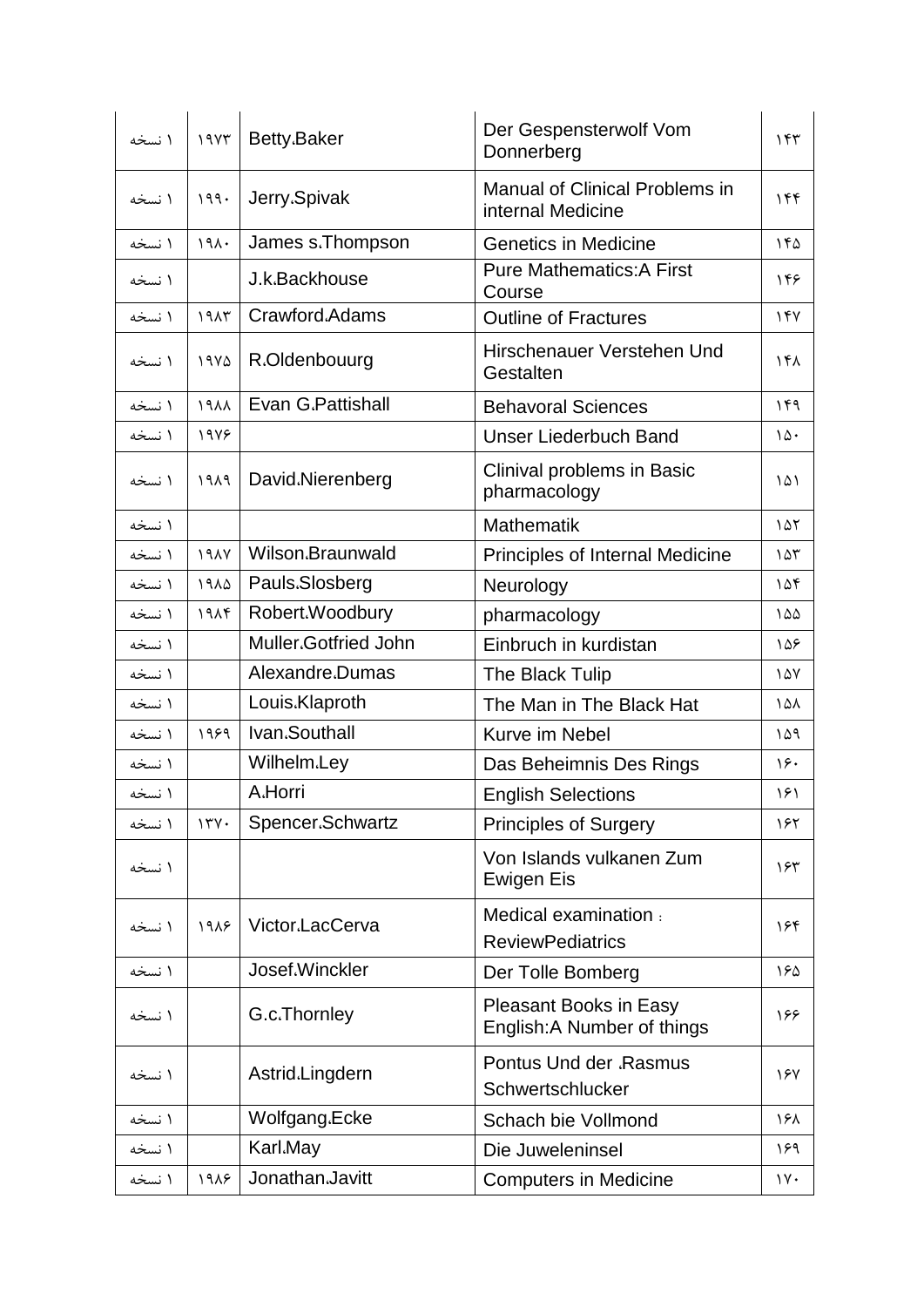| ۱ نسخه | ۱۹۷۳ | Betty.Baker | Der Gespensterwolf Vom Donnerberg | ۱۴۳ |
|---|---|---|---|---|
| ۱ نسخه | ۱۹۹۰ | Jerry.Spivak | Manual of Clinical Problems in internal Medicine | ۱۴۴ |
| ۱ نسخه | ۱۹۸۰ | James s.Thompson | Genetics in Medicine | ۱۴۵ |
| ۱ نسخه | | J.k.Backhouse | Pure Mathematics:A First Course | ۱۴۶ |
| ۱ نسخه | ۱۹۸۳ | Crawford.Adams | Outline of Fractures | ۱۴۷ |
| ۱ نسخه | ۱۹۷۵ | R.Oldenbouurg | Hirschenauer Verstehen Und Gestalten | ۱۴۸ |
| ۱ نسخه | ۱۹۸۸ | Evan G.Pattishall | Behavoral Sciences | ۱۴۹ |
| ۱ نسخه | ۱۹۷۶ | | Unser Liederbuch Band | ۱۵۰ |
| ۱ نسخه | ۱۹۸۹ | David.Nierenberg | Clinival problems in Basic pharmacology | ۱۵۱ |
| ۱ نسخه | | | Mathematik | ۱۵۲ |
| ۱ نسخه | ۱۹۸۷ | Wilson.Braunwald | Principles of Internal Medicine | ۱۵۳ |
| ۱ نسخه | ۱۹۸۵ | Pauls.Slosberg | Neurology | ۱۵۴ |
| ۱ نسخه | ۱۹۸۴ | Robert.Woodbury | pharmacology | ۱۵۵ |
| ۱ نسخه | | Muller.Gotfried John | Einbruch in kurdistan | ۱۵۶ |
| ۱ نسخه | | Alexandre.Dumas | The Black Tulip | ۱۵۷ |
| ۱ نسخه | | Louis.Klaproth | The Man in The Black Hat | ۱۵۸ |
| ۱ نسخه | ۱۹۶۹ | Ivan.Southall | Kurve im Nebel | ۱۵۹ |
| ۱ نسخه | | Wilhelm.Ley | Das Beheimnis Des Rings | ۱۶۰ |
| ۱ نسخه | | A.Horri | English Selections | ۱۶۱ |
| ۱ نسخه | ۱۳۷۰ | Spencer.Schwartz | Principles of Surgery | ۱۶۲ |
| ۱ نسخه | | | Von Islands vulkanen Zum Ewigen Eis | ۱۶۳ |
| ۱ نسخه | ۱۹۸۶ | Victor.LacCerva | Medical examination : ReviewPediatrics | ۱۶۴ |
| ۱ نسخه | | Josef.Winckler | Der Tolle Bomberg | ۱۶۵ |
| ۱ نسخه | | G.c.Thornley | Pleasant Books in Easy English:A Number of things | ۱۶۶ |
| ۱ نسخه | | Astrid.Lingdern | Pontus Und der ،Rasmus Schwertschlucker | ۱۶۷ |
| ۱ نسخه | | Wolfgang.Ecke | Schach bie Vollmond | ۱۶۸ |
| ۱ نسخه | | Karl.May | Die Juweleninsel | ۱۶۹ |
| ۱ نسخه | ۱۹۸۶ | Jonathan.Javitt | Computers in Medicine | ۱۷۰ |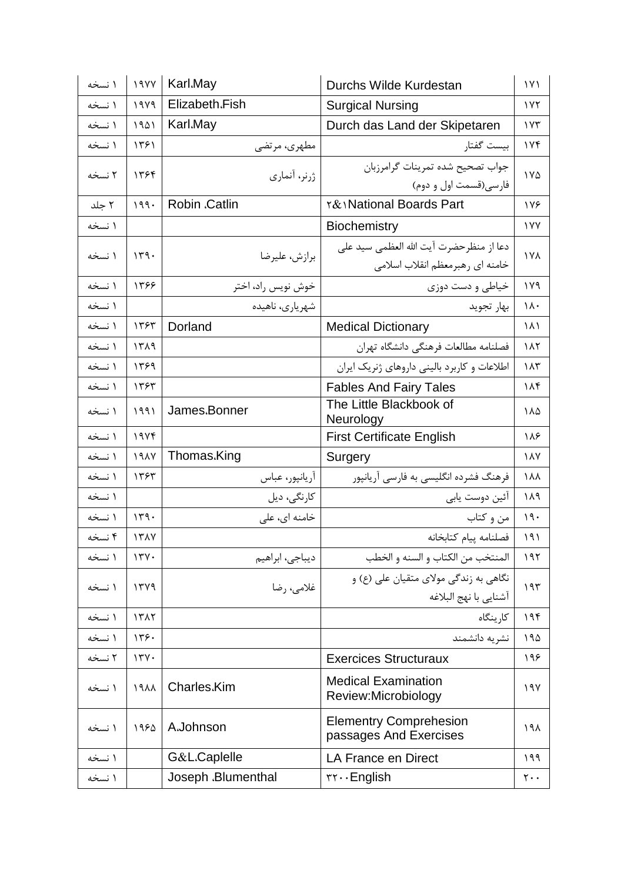| ۱۷۱ | Durchs Wilde Kurdestan | Karl.May | ۱۹۷۷ | ۱ نسخه |
|---|---|---|---|---|
| ۱۷۲ | Surgical Nursing | Elizabeth.Fish | ۱۹۷۹ | ۱ نسخه |
| ۱۷۳ | Durch das Land der Skipetaren | Karl.May | ۱۹۵۱ | ۱ نسخه |
| ۱۷۴ | بیست گفتار | مطهری، مرتضی | ۱۳۶۱ | ۱ نسخه |
| ۱۷۵ | جواب تصحیح شده تمرینات گرامرزبان فارسی(قسمت اول و دوم) | ژرنر، آنماری | ۱۳۶۴ | ۲ نسخه |
| ۱۷۶ | ۲&۱National Boards Part | Robin .Catlin | ۱۹۹۰ | ۲ جلد |
| ۱۷۷ | Biochemistry | | | ۱ نسخه |
| ۱۷۸ | دعا از منظرحضرت آیت الله العظمی سید علی خامنه ای رهبرمعظم انقلاب اسلامی | برازش، علیرضا | ۱۳۹۰ | ۱ نسخه |
| ۱۷۹ | خیاطی و دست دوزی | خوش نویس راد، اختر | ۱۳۶۶ | ۱ نسخه |
| ۱۸۰ | بهار تجوید | شهریاری، ناهیده | | ۱ نسخه |
| ۱۸۱ | Medical Dictionary | Dorland | ۱۳۶۳ | ۱ نسخه |
| ۱۸۲ | فصلنامه مطالعات فرهنگی دانشگاه تهران | | ۱۳۸۹ | ۱ نسخه |
| ۱۸۳ | اطلاعات و کاربرد بالینی داروهای ژنریک ایران | | ۱۳۶۹ | ۱ نسخه |
| ۱۸۴ | Fables And Fairy Tales | | ۱۳۶۳ | ۱ نسخه |
| ۱۸۵ | The Little Blackbook of Neurology | James.Bonner | ۱۹۹۱ | ۱ نسخه |
| ۱۸۶ | First Certificate English | | ۱۹۷۴ | ۱ نسخه |
| ۱۸۷ | Surgery | Thomas.King | ۱۹۸۷ | ۱ نسخه |
| ۱۸۸ | فرهنگ فشرده انگلیسی به فارسی آریانپور | آریانپور، عباس | ۱۳۶۳ | ۱ نسخه |
| ۱۸۹ | آئین دوست یابی | کارنگی، دیل | | ۱ نسخه |
| ۱۹۰ | من و کتاب | خامنه ای، علی | ۱۳۹۰ | ۱ نسخه |
| ۱۹۱ | فصلنامه پیام کتابخانه | | ۱۳۸۷ | ۴ نسخه |
| ۱۹۲ | المنتخب من الکتاب و السنه و الخطب | دیباجی، ابراهیم | ۱۳۷۰ | ۱ نسخه |
| ۱۹۳ | نگاهی به زندگی مولای متقیان علی (ع) و آشنایی با نهج البلاغه | غلامی، رضا | ۱۳۷۹ | ۱ نسخه |
| ۱۹۴ | کارینگاه | | ۱۳۸۲ | ۱ نسخه |
| ۱۹۵ | نشریه دانشمند | | ۱۳۶۰ | ۱ نسخه |
| ۱۹۶ | Exercices Structuraux | | ۱۳۷۰ | ۲ نسخه |
| ۱۹۷ | Medical Examination Review:Microbiology | Charles.Kim | ۱۹۸۸ | ۱ نسخه |
| ۱۹۸ | Elementry Comprehesion passages And Exercises | A.Johnson | ۱۹۶۵ | ۱ نسخه |
| ۱۹۹ | LA France en Direct | G&L.Caplelle | | ۱ نسخه |
| ۲۰۰ | ۳۲۰۰English | Joseph .Blumenthal | | ۱ نسخه |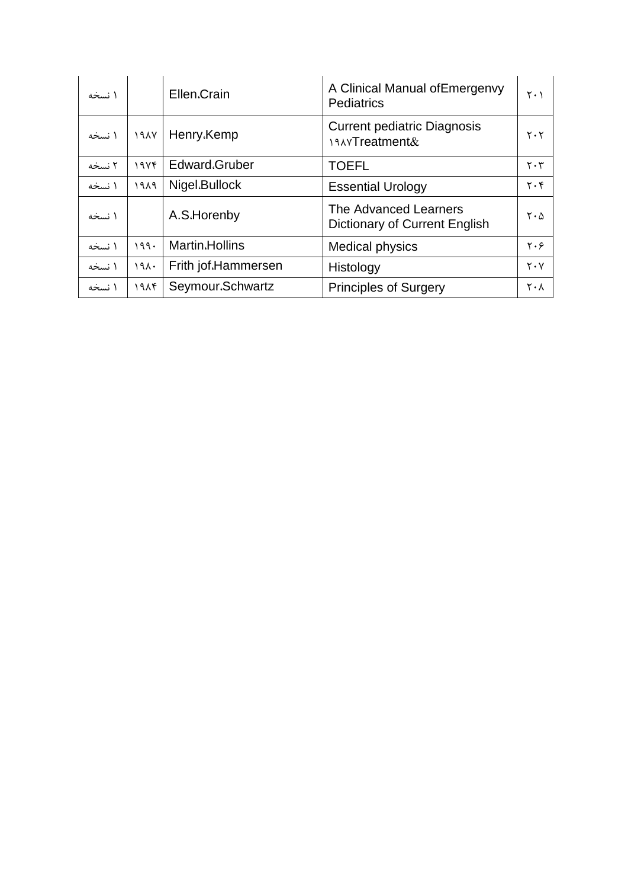| | | | | |
|---|---|---|---|---|
| ۱ نسخه | | Ellen.Crain | A Clinical Manual ofEmergenvy Pediatrics | ۲۰۱ |
| ۱ نسخه | ۱۹۸۷ | Henry.Kemp | Current pediatric Diagnosis ۱۹۸۷Treatment& | ۲۰۲ |
| ۲ نسخه | ۱۹۷۴ | Edward.Gruber | TOEFL | ۲۰۳ |
| ۱ نسخه | ۱۹۸۹ | Nigel.Bullock | Essential Urology | ۲۰۴ |
| ۱ نسخه | | A.S.Horenby | The Advanced Learners Dictionary of Current English | ۲۰۵ |
| ۱ نسخه | ۱۹۹۰ | Martin.Hollins | Medical physics | ۲۰۶ |
| ۱ نسخه | ۱۹۸۰ | Frith jof.Hammersen | Histology | ۲۰۷ |
| ۱ نسخه | ۱۹۸۴ | Seymour.Schwartz | Principles of Surgery | ۲۰۸ |